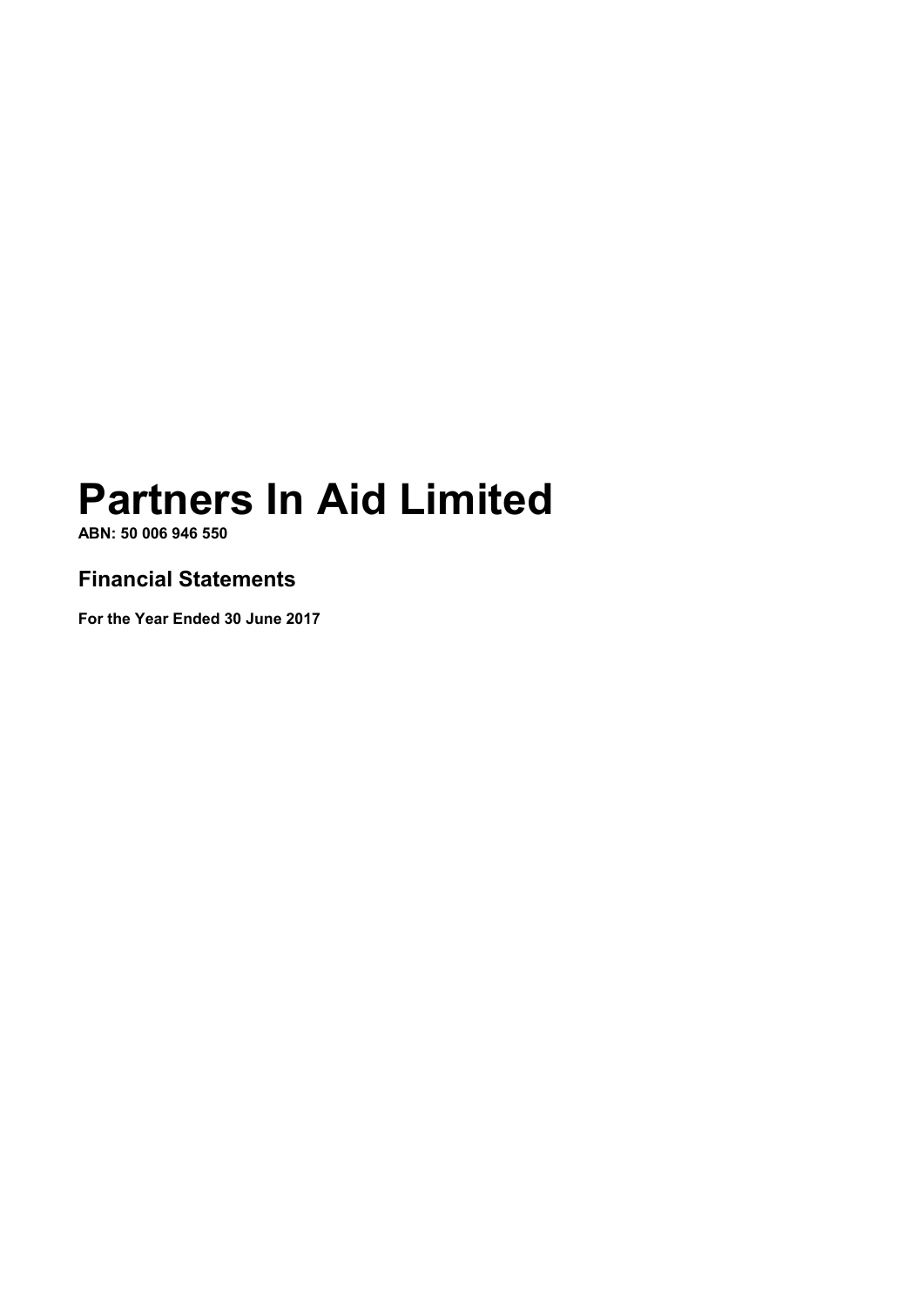# Partners In Aid Limited

**ABN: 50 006 946 550**

## Financial Statements

**For the Year Ended 30 June 2017**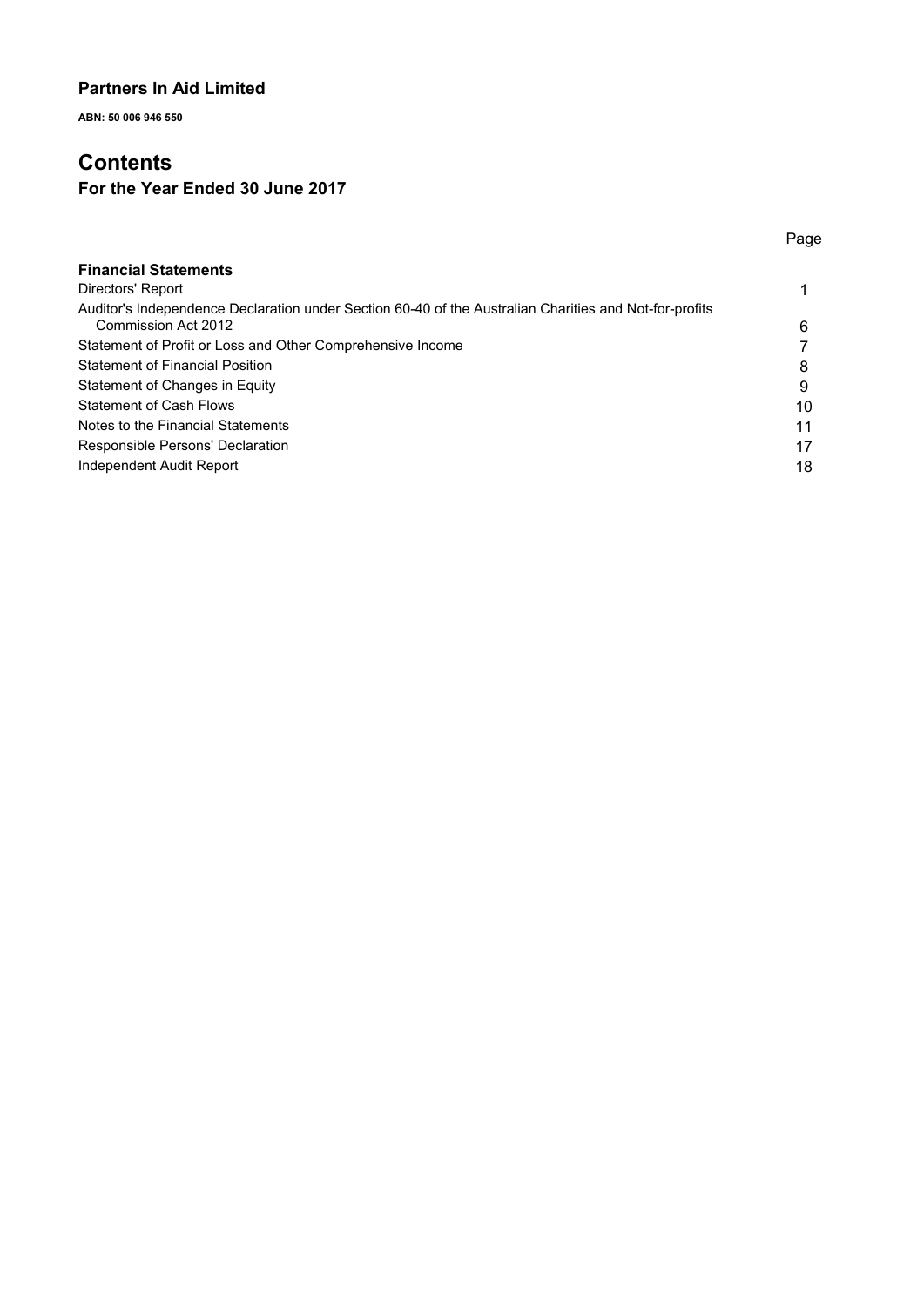**Partners In Aid Limited**

**ABN: 50 006 946 550**

# Contents

## For the Year Ended 30 June 2017

| | Page |
|---|---|
| **Financial Statements** | |
| Directors' Report | 1 |
| Auditor's Independence Declaration under Section 60-40 of the Australian Charities and Not-for-profits Commission Act 2012 | 6 |
| Statement of Profit or Loss and Other Comprehensive Income | 7 |
| Statement of Financial Position | 8 |
| Statement of Changes in Equity | 9 |
| Statement of Cash Flows | 10 |
| Notes to the Financial Statements | 11 |
| Responsible Persons' Declaration | 17 |
| Independent Audit Report | 18 |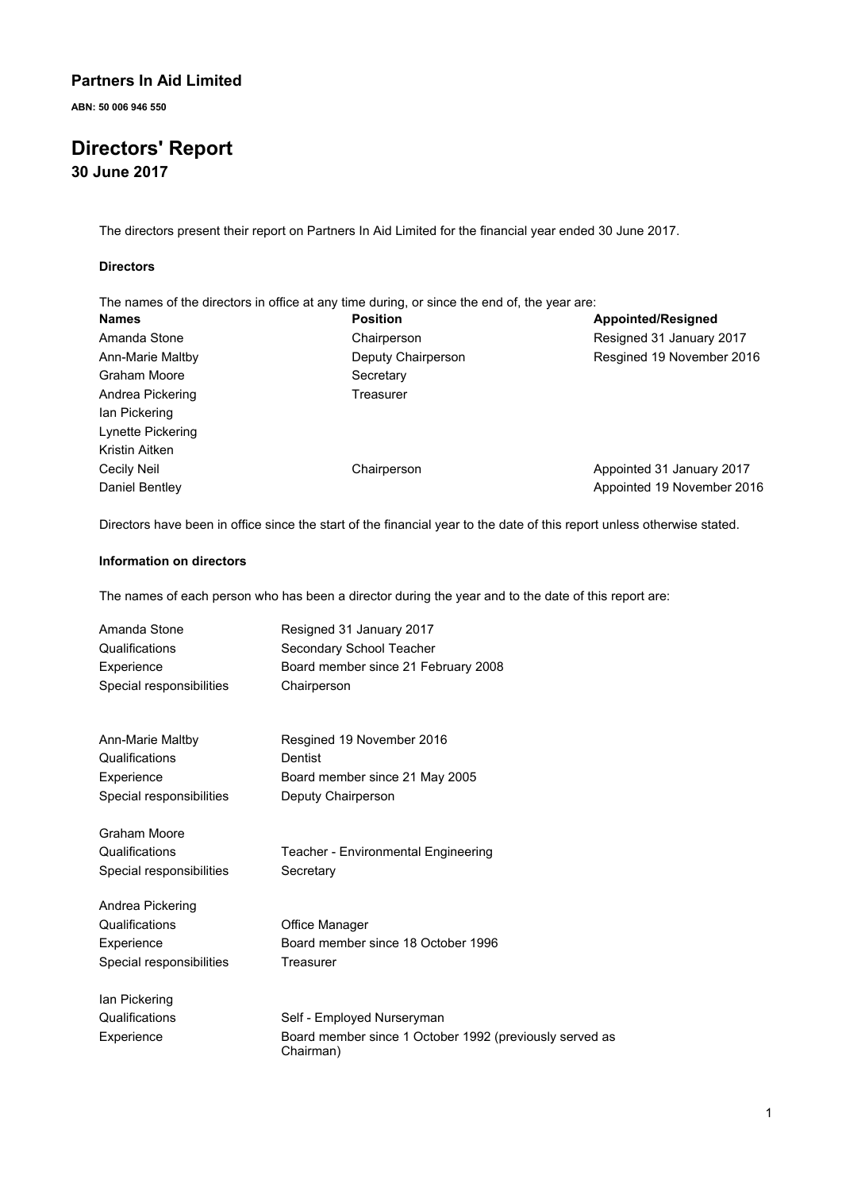# Partners In Aid Limited

**ABN: 50 006 946 550**

# Directors' Report

## 30 June 2017

The directors present their report on Partners In Aid Limited for the financial year ended 30 June 2017.

### Directors

The names of the directors in office at any time during, or since the end of, the year are:

| Names | Position | Appointed/Resigned |
|---|---|---|
| Amanda Stone | Chairperson | Resigned 31 January 2017 |
| Ann-Marie Maltby | Deputy Chairperson | Resgined 19 November 2016 |
| Graham Moore | Secretary | |
| Andrea Pickering | Treasurer | |
| Ian Pickering | | |
| Lynette Pickering | | |
| Kristin Aitken | | |
| Cecily Neil | Chairperson | Appointed 31 January 2017 |
| Daniel Bentley | | Appointed 19 November 2016 |

Directors have been in office since the start of the financial year to the date of this report unless otherwise stated.

### Information on directors

The names of each person who has been a director during the year and to the date of this report are:

| | |
|---|---|
| Amanda Stone | Resigned 31 January 2017 |
| Qualifications | Secondary School Teacher |
| Experience | Board member since 21 February 2008 |
| Special responsibilities | Chairperson |

| | |
|---|---|
| Ann-Marie Maltby | Resgined 19 November 2016 |
| Qualifications | Dentist |
| Experience | Board member since 21 May 2005 |
| Special responsibilities | Deputy Chairperson |

| | |
|---|---|
| Graham Moore | |
| Qualifications | Teacher - Environmental Engineering |
| Special responsibilities | Secretary |

| | |
|---|---|
| Andrea Pickering | |
| Qualifications | Office Manager |
| Experience | Board member since 18 October 1996 |
| Special responsibilities | Treasurer |

| | |
|---|---|
| Ian Pickering | |
| Qualifications | Self - Employed Nurseryman |
| Experience | Board member since 1 October 1992 (previously served as Chairman) |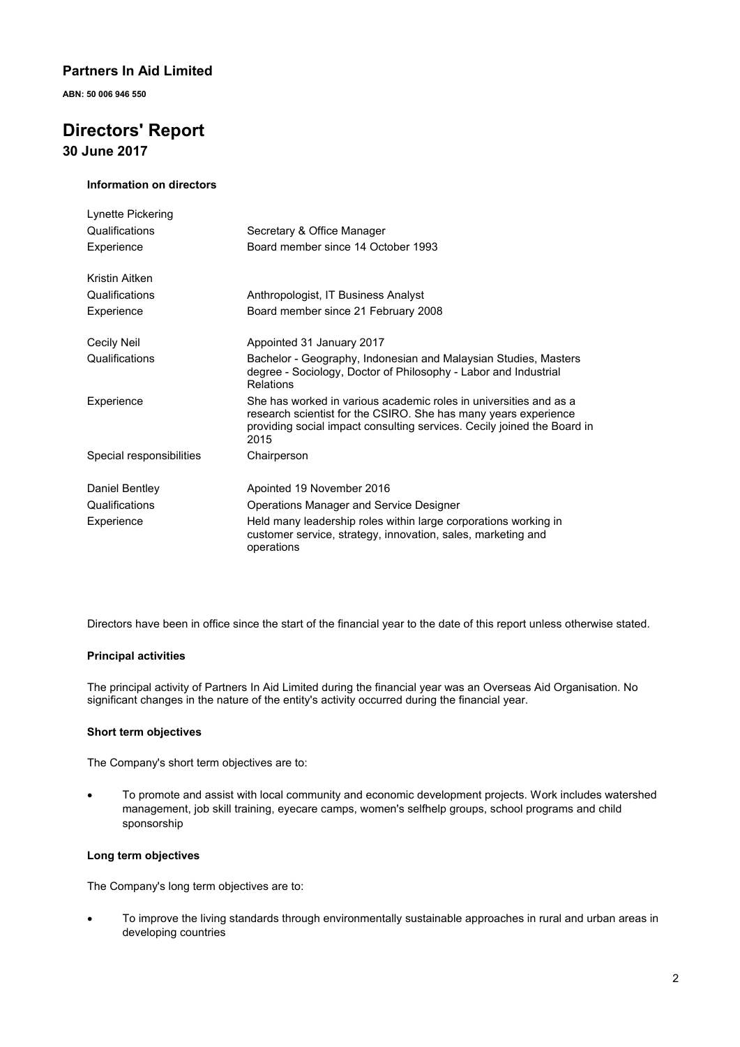## Partners In Aid Limited

**ABN: 50 006 946 550**

# Directors' Report

## 30 June 2017

**Information on directors**

| | |
|---|---|
| Lynette Pickering | |
| Qualifications | Secretary & Office Manager |
| Experience | Board member since 14 October 1993 |
| | |
| Kristin Aitken | |
| Qualifications | Anthropologist, IT Business Analyst |
| Experience | Board member since 21 February 2008 |
| | |
| Cecily Neil | Appointed 31 January 2017 |
| Qualifications | Bachelor - Geography, Indonesian and Malaysian Studies, Masters degree - Sociology, Doctor of Philosophy - Labor and Industrial Relations |
| Experience | She has worked in various academic roles in universities and as a research scientist for the CSIRO. She has many years experience providing social impact consulting services. Cecily joined the Board in 2015 |
| Special responsibilities | Chairperson |
| | |
| Daniel Bentley | Apointed 19 November 2016 |
| Qualifications | Operations Manager and Service Designer |
| Experience | Held many leadership roles within large corporations working in customer service, strategy, innovation, sales, marketing and operations |

Directors have been in office since the start of the financial year to the date of this report unless otherwise stated.

**Principal activities**

The principal activity of Partners In Aid Limited during the financial year was an Overseas Aid Organisation. No significant changes in the nature of the entity's activity occurred during the financial year.

**Short term objectives**

The Company's short term objectives are to:

- To promote and assist with local community and economic development projects. Work includes watershed management, job skill training, eyecare camps, women's selfhelp groups, school programs and child sponsorship

**Long term objectives**

The Company's long term objectives are to:

- To improve the living standards through environmentally sustainable approaches in rural and urban areas in developing countries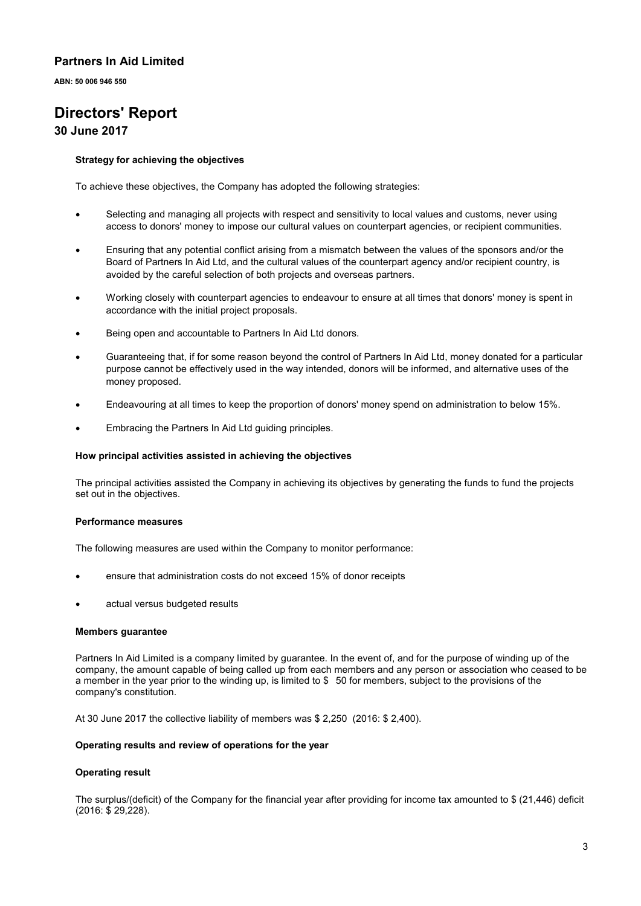# Partners In Aid Limited

**ABN: 50 006 946 550**

# Directors' Report

## 30 June 2017

### Strategy for achieving the objectives

To achieve these objectives, the Company has adopted the following strategies:

- Selecting and managing all projects with respect and sensitivity to local values and customs, never using access to donors' money to impose our cultural values on counterpart agencies, or recipient communities.
- Ensuring that any potential conflict arising from a mismatch between the values of the sponsors and/or the Board of Partners In Aid Ltd, and the cultural values of the counterpart agency and/or recipient country, is avoided by the careful selection of both projects and overseas partners.
- Working closely with counterpart agencies to endeavour to ensure at all times that donors' money is spent in accordance with the initial project proposals.
- Being open and accountable to Partners In Aid Ltd donors.
- Guaranteeing that, if for some reason beyond the control of Partners In Aid Ltd, money donated for a particular purpose cannot be effectively used in the way intended, donors will be informed, and alternative uses of the money proposed.
- Endeavouring at all times to keep the proportion of donors' money spend on administration to below 15%.
- Embracing the Partners In Aid Ltd guiding principles.

### How principal activities assisted in achieving the objectives

The principal activities assisted the Company in achieving its objectives by generating the funds to fund the projects set out in the objectives.

### Performance measures

The following measures are used within the Company to monitor performance:

- ensure that administration costs do not exceed 15% of donor receipts
- actual versus budgeted results

### Members guarantee

Partners In Aid Limited is a company limited by guarantee. In the event of, and for the purpose of winding up of the company, the amount capable of being called up from each members and any person or association who ceased to be a member in the year prior to the winding up, is limited to $ 50 for members, subject to the provisions of the company's constitution.

At 30 June 2017 the collective liability of members was $ 2,250 (2016: $ 2,400).

### Operating results and review of operations for the year

### Operating result

The surplus/(deficit) of the Company for the financial year after providing for income tax amounted to $ (21,446) deficit (2016: $ 29,228).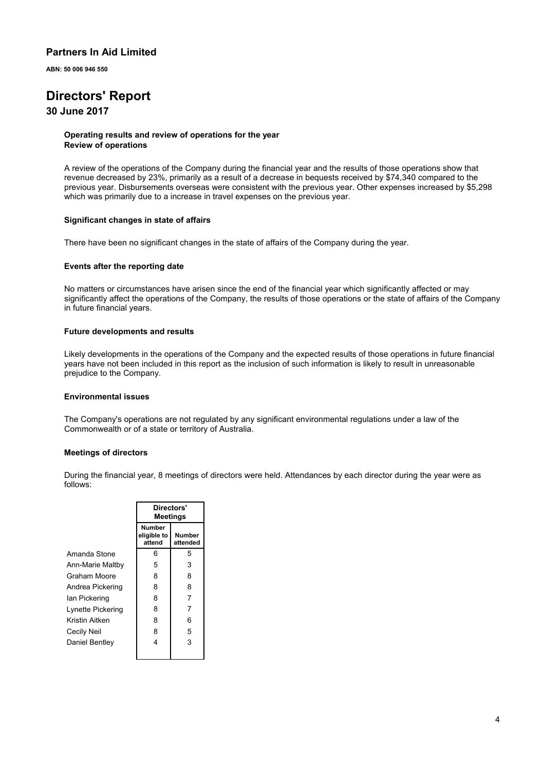**Partners In Aid Limited**

**ABN: 50 006 946 550**

# Directors' Report

## 30 June 2017

**Operating results and review of operations for the year**
**Review of operations**

A review of the operations of the Company during the financial year and the results of those operations show that revenue decreased by 23%, primarily as a result of a decrease in bequests received by $74,340 compared to the previous year. Disbursements overseas were consistent with the previous year. Other expenses increased by $5,298 which was primarily due to a increase in travel expenses on the previous year.

**Significant changes in state of affairs**

There have been no significant changes in the state of affairs of the Company during the year.

**Events after the reporting date**

No matters or circumstances have arisen since the end of the financial year which significantly affected or may significantly affect the operations of the Company, the results of those operations or the state of affairs of the Company in future financial years.

**Future developments and results**

Likely developments in the operations of the Company and the expected results of those operations in future financial years have not been included in this report as the inclusion of such information is likely to result in unreasonable prejudice to the Company.

**Environmental issues**

The Company's operations are not regulated by any significant environmental regulations under a law of the Commonwealth or of a state or territory of Australia.

**Meetings of directors**

During the financial year, 8 meetings of directors were held. Attendances by each director during the year were as follows:

| | Directors' Meetings | |
|---|---|---|
| | Number eligible to attend | Number attended |
| Amanda Stone | 6 | 5 |
| Ann-Marie Maltby | 5 | 3 |
| Graham Moore | 8 | 8 |
| Andrea Pickering | 8 | 8 |
| Ian Pickering | 8 | 7 |
| Lynette Pickering | 8 | 7 |
| Kristin Aitken | 8 | 6 |
| Cecily Neil | 8 | 5 |
| Daniel Bentley | 4 | 3 |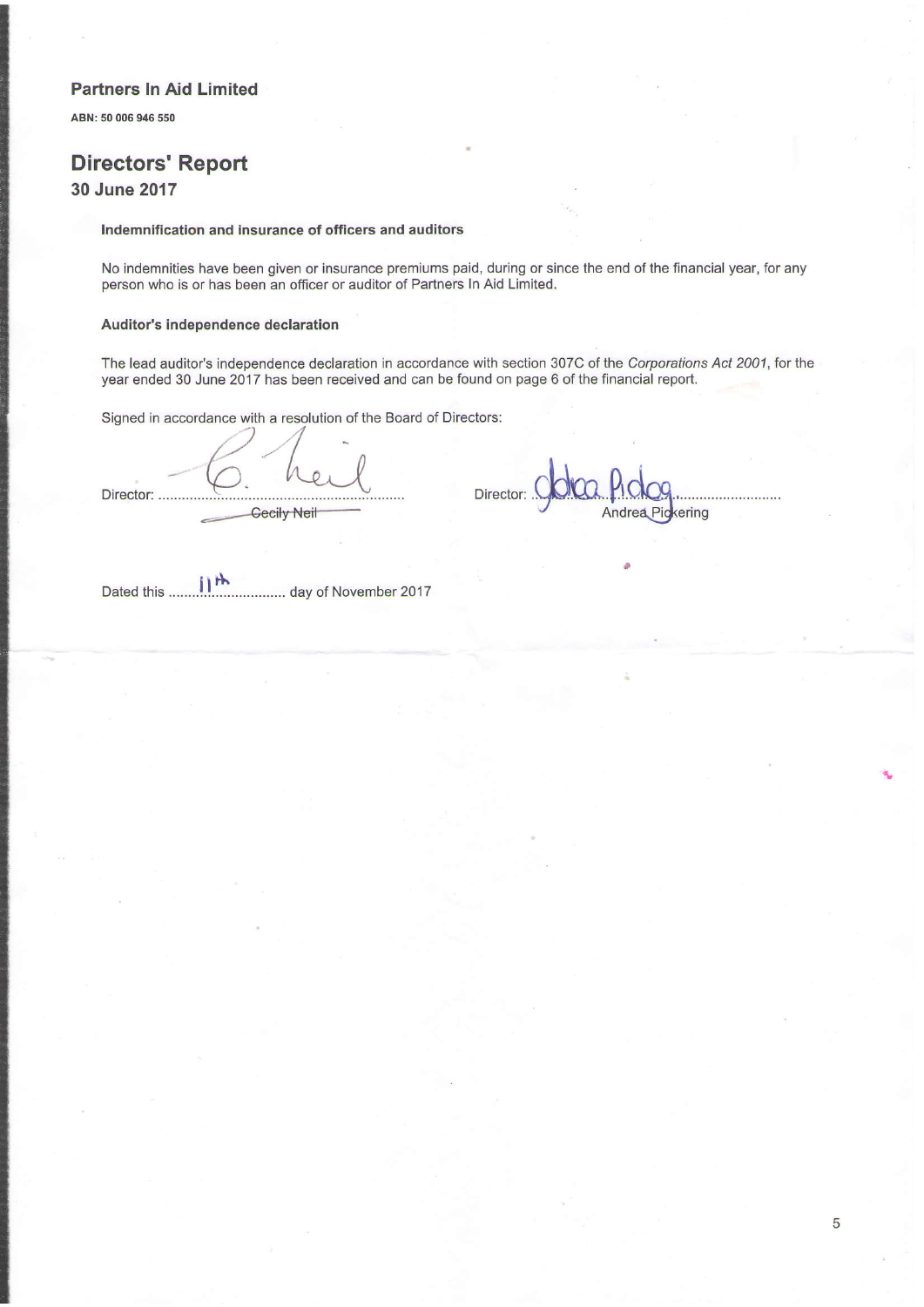**Partners In Aid Limited**

**ABN: 50 006 946 550**

## Directors' Report

### 30 June 2017

**Indemnification and insurance of officers and auditors**

No indemnities have been given or insurance premiums paid, during or since the end of the financial year, for any person who is or has been an officer or auditor of Partners In Aid Limited.

**Auditor's independence declaration**

The lead auditor's independence declaration in accordance with section 307C of the *Corporations Act 2001*, for the year ended 30 June 2017 has been received and can be found on page 6 of the financial report.

Signed in accordance with a resolution of the Board of Directors:

Director: ............................................................ Cecily Neil

Director: ............................................................ Andrea Pickering

Dated this ....11th.................... day of November 2017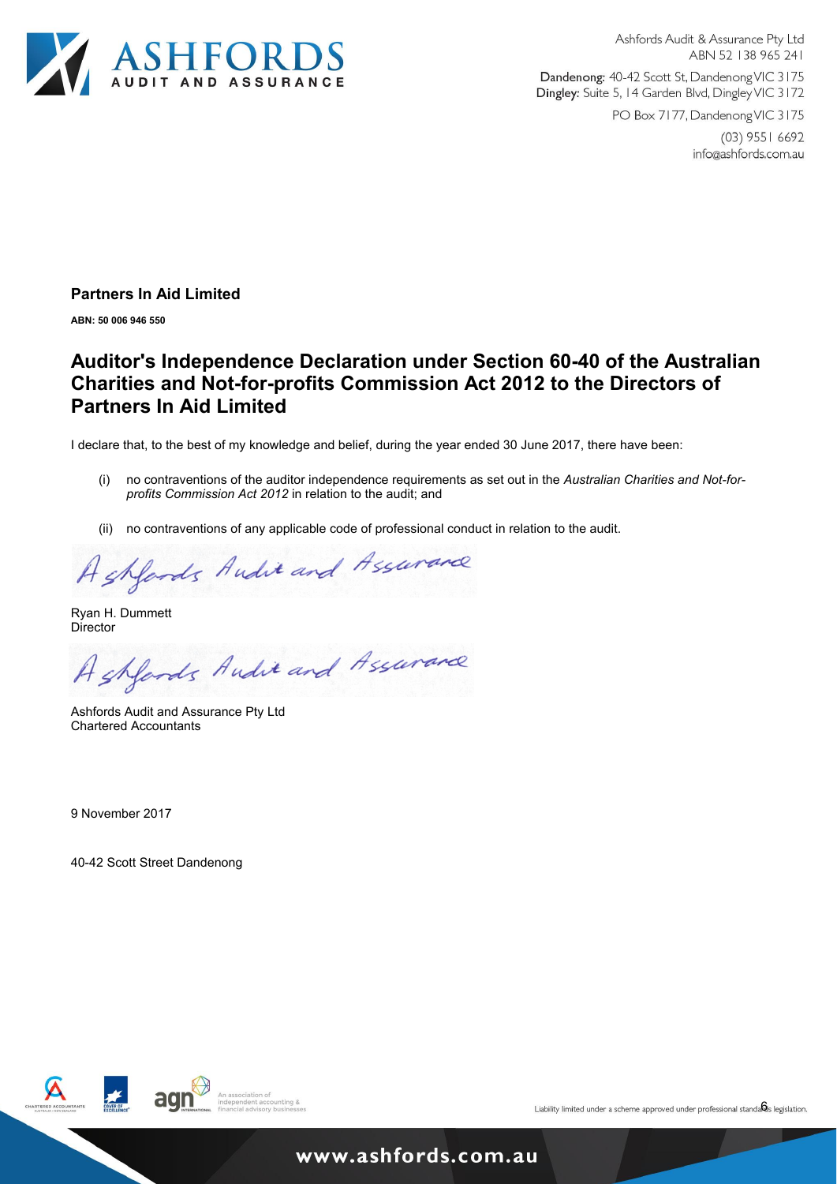Ashfords Audit & Assurance Pty Ltd
ABN 52 138 965 241

**Dandenong:** 40-42 Scott St, Dandenong VIC 3175
**Dingley:** Suite 5, 14 Garden Blvd, Dingley VIC 3172

PO Box 7177, Dandenong VIC 3175

(03) 9551 6692
info@ashfords.com.au

**Partners In Aid Limited**

**ABN: 50 006 946 550**

## Auditor's Independence Declaration under Section 60-40 of the Australian Charities and Not-for-profits Commission Act 2012 to the Directors of Partners In Aid Limited

I declare that, to the best of my knowledge and belief, during the year ended 30 June 2017, there have been:

(i) no contraventions of the auditor independence requirements as set out in the *Australian Charities and Not-for-profits Commission Act 2012* in relation to the audit; and

(ii) no contraventions of any applicable code of professional conduct in relation to the audit.

Ashfords Audit and Assurance

Ryan H. Dummett
Director

Ashfords Audit and Assurance

Ashfords Audit and Assurance Pty Ltd
Chartered Accountants

9 November 2017

40-42 Scott Street Dandenong

Liability limited under a scheme approved under professional standards legislation.

www.ashfords.com.au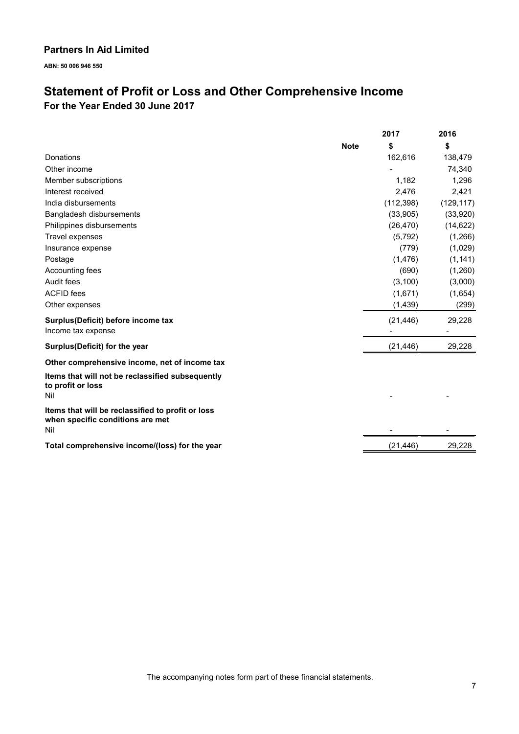## Partners In Aid Limited

**ABN: 50 006 946 550**

# Statement of Profit or Loss and Other Comprehensive Income

### For the Year Ended 30 June 2017

| | Note | 2017 | 2016 |
|---|---|---|---|
| | | $ | $ |
| Donations | | 162,616 | 138,479 |
| Other income | | - | 74,340 |
| Member subscriptions | | 1,182 | 1,296 |
| Interest received | | 2,476 | 2,421 |
| India disbursements | | (112,398) | (129,117) |
| Bangladesh disbursements | | (33,905) | (33,920) |
| Philippines disbursements | | (26,470) | (14,622) |
| Travel expenses | | (5,792) | (1,266) |
| Insurance expense | | (779) | (1,029) |
| Postage | | (1,476) | (1,141) |
| Accounting fees | | (690) | (1,260) |
| Audit fees | | (3,100) | (3,000) |
| ACFID fees | | (1,671) | (1,654) |
| Other expenses | | (1,439) | (299) |
| **Surplus(Deficit) before income tax** | | (21,446) | 29,228 |
| Income tax expense | | - | - |
| **Surplus(Deficit) for the year** | | (21,446) | 29,228 |
| **Other comprehensive income, net of income tax** | | | |
| **Items that will not be reclassified subsequently to profit or loss** | | | |
| Nil | | - | - |
| **Items that will be reclassified to profit or loss when specific conditions are met** | | | |
| Nil | | - | - |
| **Total comprehensive income/(loss) for the year** | | (21,446) | 29,228 |

The accompanying notes form part of these financial statements.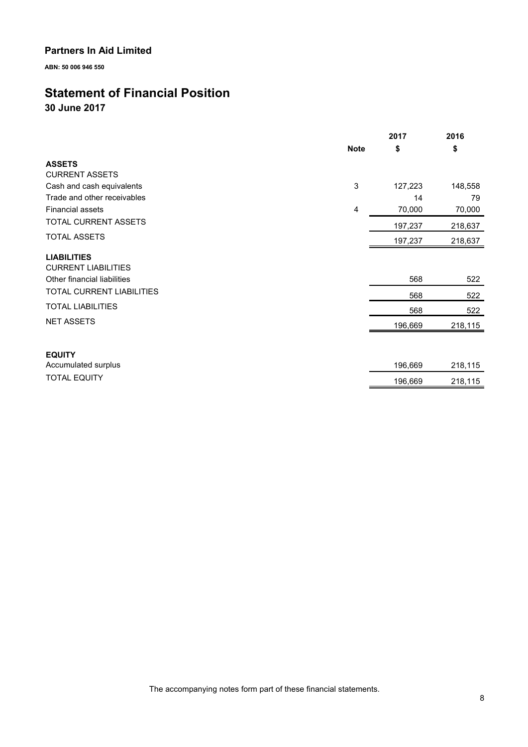**Partners In Aid Limited**

**ABN: 50 006 946 550**

# Statement of Financial Position

## 30 June 2017

| | Note | 2017 $ | 2016 $ |
|---|---|---|---|
| **ASSETS** | | | |
| CURRENT ASSETS | | | |
| Cash and cash equivalents | 3 | 127,223 | 148,558 |
| Trade and other receivables | | 14 | 79 |
| Financial assets | 4 | 70,000 | 70,000 |
| TOTAL CURRENT ASSETS | | 197,237 | 218,637 |
| TOTAL ASSETS | | 197,237 | 218,637 |
| **LIABILITIES** | | | |
| CURRENT LIABILITIES | | | |
| Other financial liabilities | | 568 | 522 |
| TOTAL CURRENT LIABILITIES | | 568 | 522 |
| TOTAL LIABILITIES | | 568 | 522 |
| NET ASSETS | | 196,669 | 218,115 |
| **EQUITY** | | | |
| Accumulated surplus | | 196,669 | 218,115 |
| TOTAL EQUITY | | 196,669 | 218,115 |

The accompanying notes form part of these financial statements.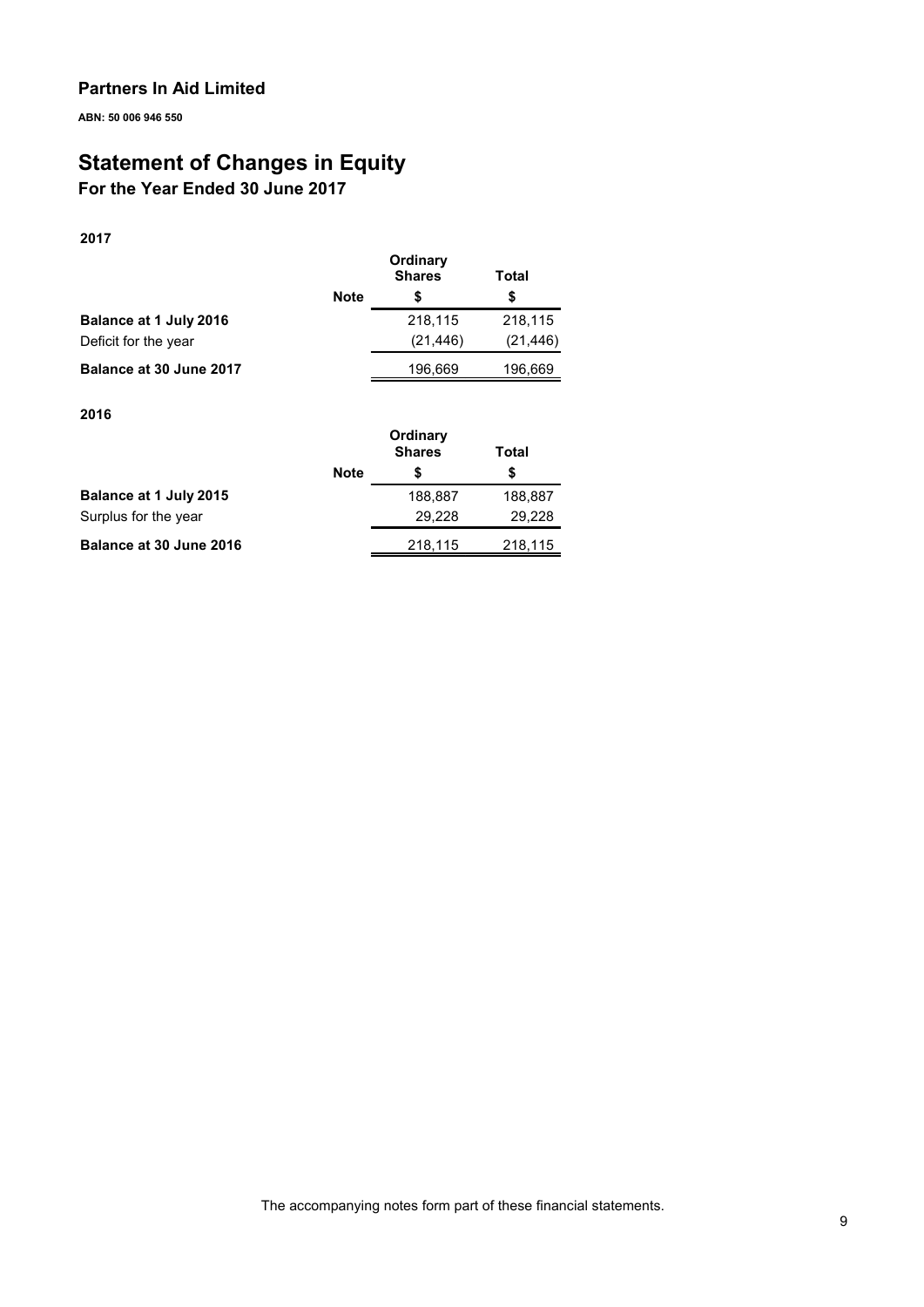**Partners In Aid Limited**

**ABN: 50 006 946 550**

# Statement of Changes in Equity

## For the Year Ended 30 June 2017

**2017**

| | Note | Ordinary Shares $ | Total $ |
|---|---|---|---|
| **Balance at 1 July 2016** | | 218,115 | 218,115 |
| Deficit for the year | | (21,446) | (21,446) |
| **Balance at 30 June 2017** | | 196,669 | 196,669 |

**2016**

| | Note | Ordinary Shares $ | Total $ |
|---|---|---|---|
| **Balance at 1 July 2015** | | 188,887 | 188,887 |
| Surplus for the year | | 29,228 | 29,228 |
| **Balance at 30 June 2016** | | 218,115 | 218,115 |

The accompanying notes form part of these financial statements.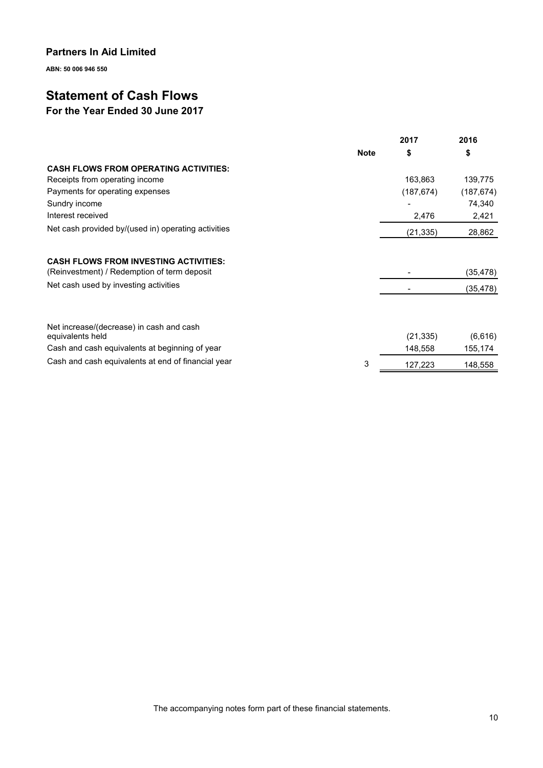## Partners In Aid Limited

**ABN: 50 006 946 550**

# Statement of Cash Flows

## For the Year Ended 30 June 2017

| | Note | 2017 $ | 2016 $ |
|---|---|---|---|
| **CASH FLOWS FROM OPERATING ACTIVITIES:** | | | |
| Receipts from operating income | | 163,863 | 139,775 |
| Payments for operating expenses | | (187,674) | (187,674) |
| Sundry income | | - | 74,340 |
| Interest received | | 2,476 | 2,421 |
| Net cash provided by/(used in) operating activities | | (21,335) | 28,862 |
| | | | |
| **CASH FLOWS FROM INVESTING ACTIVITIES:** | | | |
| (Reinvestment) / Redemption of term deposit | | - | (35,478) |
| Net cash used by investing activities | | - | (35,478) |
| | | | |
| Net increase/(decrease) in cash and cash equivalents held | | (21,335) | (6,616) |
| Cash and cash equivalents at beginning of year | | 148,558 | 155,174 |
| Cash and cash equivalents at end of financial year | 3 | 127,223 | 148,558 |

The accompanying notes form part of these financial statements.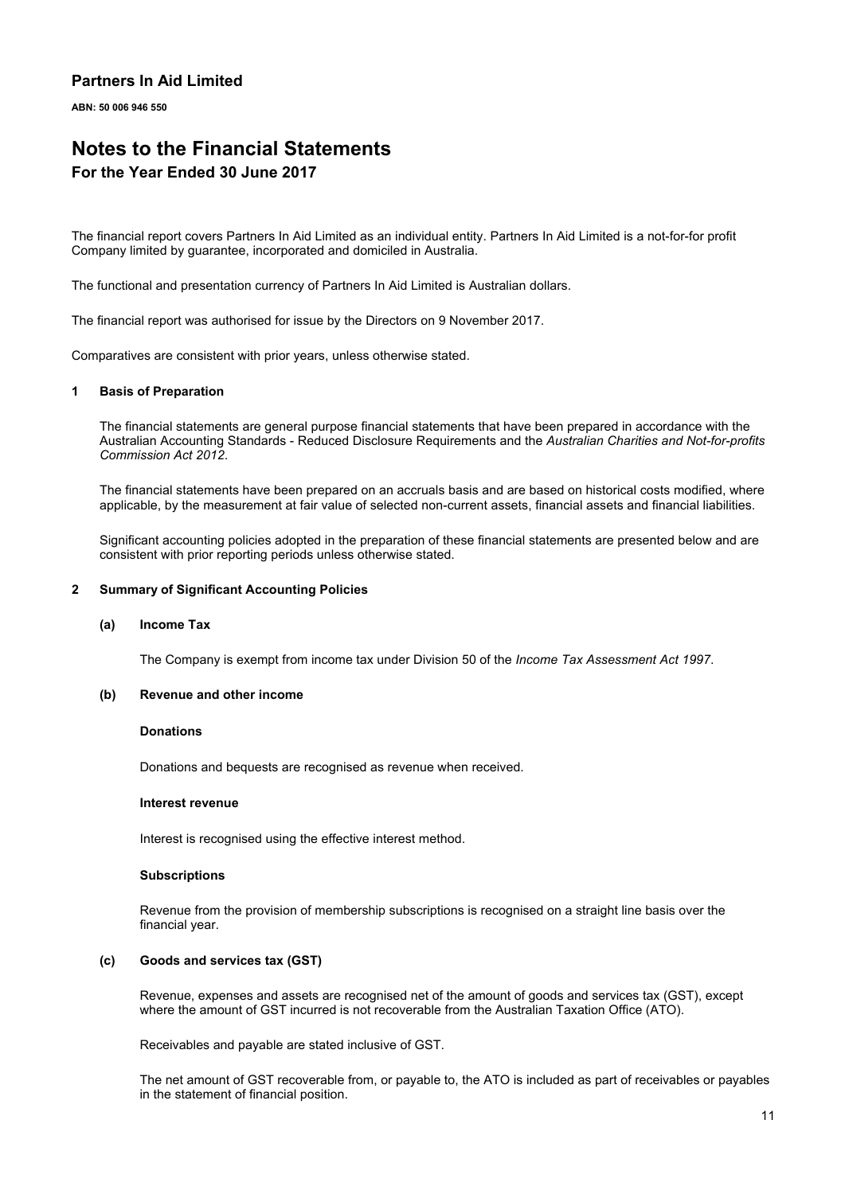# Partners In Aid Limited

**ABN: 50 006 946 550**

# Notes to the Financial Statements

## For the Year Ended 30 June 2017

The financial report covers Partners In Aid Limited as an individual entity. Partners In Aid Limited is a not-for-for profit Company limited by guarantee, incorporated and domiciled in Australia.

The functional and presentation currency of Partners In Aid Limited is Australian dollars.

The financial report was authorised for issue by the Directors on 9 November 2017.

Comparatives are consistent with prior years, unless otherwise stated.

### 1 Basis of Preparation

The financial statements are general purpose financial statements that have been prepared in accordance with the Australian Accounting Standards - Reduced Disclosure Requirements and the *Australian Charities and Not-for-profits Commission Act 2012*.

The financial statements have been prepared on an accruals basis and are based on historical costs modified, where applicable, by the measurement at fair value of selected non-current assets, financial assets and financial liabilities.

Significant accounting policies adopted in the preparation of these financial statements are presented below and are consistent with prior reporting periods unless otherwise stated.

### 2 Summary of Significant Accounting Policies

#### (a) Income Tax

The Company is exempt from income tax under Division 50 of the *Income Tax Assessment Act 1997*.

#### (b) Revenue and other income

**Donations**

Donations and bequests are recognised as revenue when received.

**Interest revenue**

Interest is recognised using the effective interest method.

**Subscriptions**

Revenue from the provision of membership subscriptions is recognised on a straight line basis over the financial year.

#### (c) Goods and services tax (GST)

Revenue, expenses and assets are recognised net of the amount of goods and services tax (GST), except where the amount of GST incurred is not recoverable from the Australian Taxation Office (ATO).

Receivables and payable are stated inclusive of GST.

The net amount of GST recoverable from, or payable to, the ATO is included as part of receivables or payables in the statement of financial position.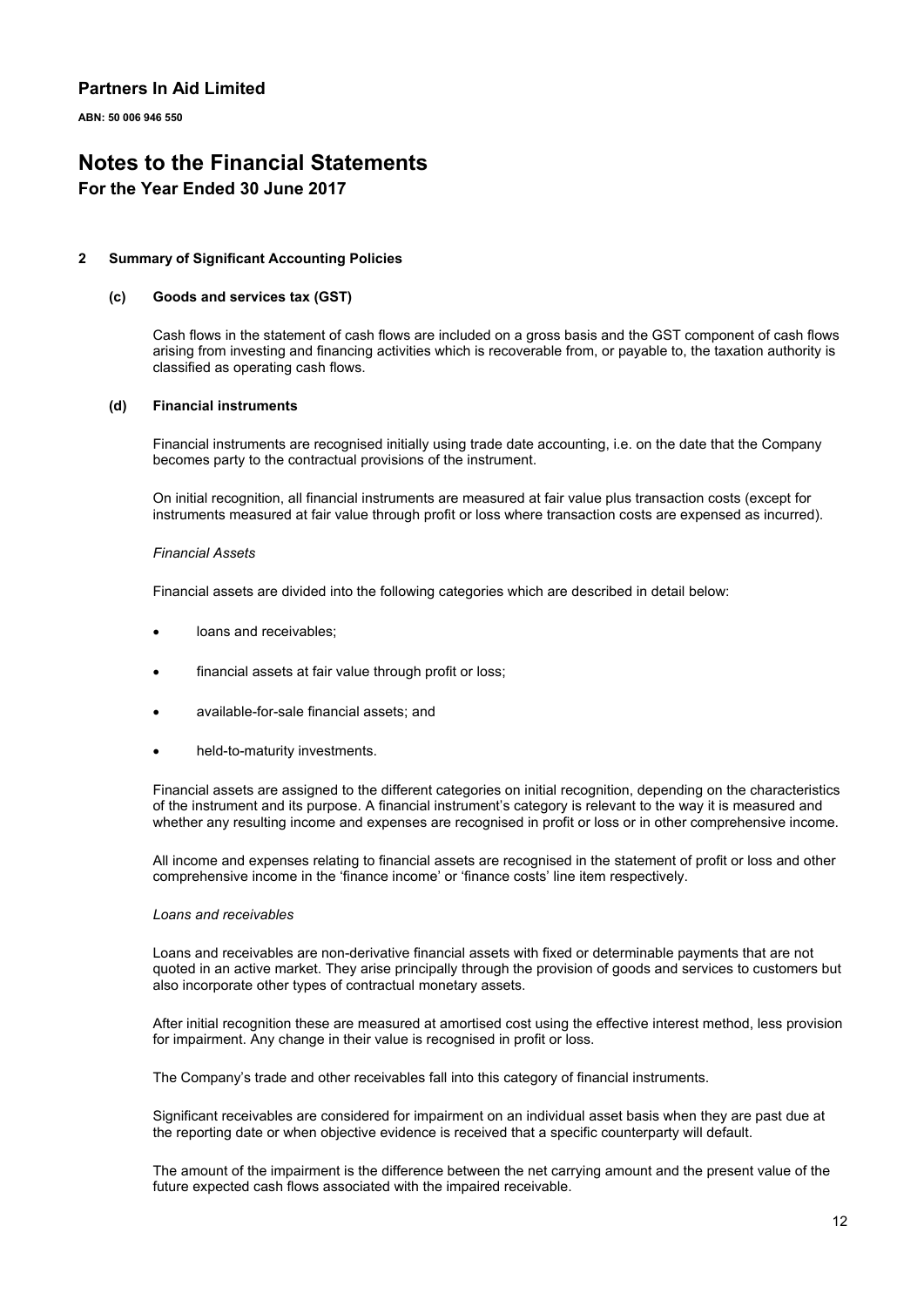**Partners In Aid Limited**

**ABN: 50 006 946 550**

# Notes to the Financial Statements

**For the Year Ended 30 June 2017**

## 2 Summary of Significant Accounting Policies

### (c) Goods and services tax (GST)

Cash flows in the statement of cash flows are included on a gross basis and the GST component of cash flows arising from investing and financing activities which is recoverable from, or payable to, the taxation authority is classified as operating cash flows.

### (d) Financial instruments

Financial instruments are recognised initially using trade date accounting, i.e. on the date that the Company becomes party to the contractual provisions of the instrument.

On initial recognition, all financial instruments are measured at fair value plus transaction costs (except for instruments measured at fair value through profit or loss where transaction costs are expensed as incurred).

*Financial Assets*

Financial assets are divided into the following categories which are described in detail below:

- loans and receivables;
- financial assets at fair value through profit or loss;
- available-for-sale financial assets; and
- held-to-maturity investments.

Financial assets are assigned to the different categories on initial recognition, depending on the characteristics of the instrument and its purpose. A financial instrument's category is relevant to the way it is measured and whether any resulting income and expenses are recognised in profit or loss or in other comprehensive income.

All income and expenses relating to financial assets are recognised in the statement of profit or loss and other comprehensive income in the 'finance income' or 'finance costs' line item respectively.

*Loans and receivables*

Loans and receivables are non-derivative financial assets with fixed or determinable payments that are not quoted in an active market. They arise principally through the provision of goods and services to customers but also incorporate other types of contractual monetary assets.

After initial recognition these are measured at amortised cost using the effective interest method, less provision for impairment. Any change in their value is recognised in profit or loss.

The Company's trade and other receivables fall into this category of financial instruments.

Significant receivables are considered for impairment on an individual asset basis when they are past due at the reporting date or when objective evidence is received that a specific counterparty will default.

The amount of the impairment is the difference between the net carrying amount and the present value of the future expected cash flows associated with the impaired receivable.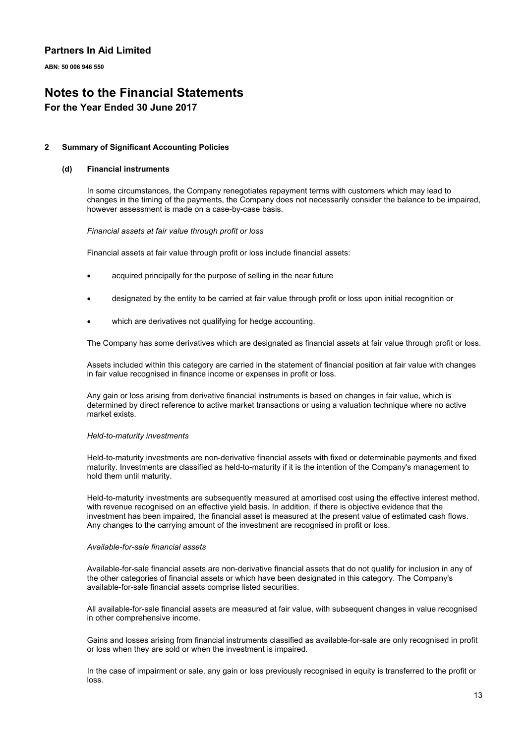## 2 Summary of Significant Accounting Policies

### (d) Financial instruments

In some circumstances, the Company renegotiates repayment terms with customers which may lead to changes in the timing of the payments, the Company does not necessarily consider the balance to be impaired, however assessment is made on a case-by-case basis.

*Financial assets at fair value through profit or loss*

Financial assets at fair value through profit or loss include financial assets:

- acquired principally for the purpose of selling in the near future
- designated by the entity to be carried at fair value through profit or loss upon initial recognition or
- which are derivatives not qualifying for hedge accounting.

The Company has some derivatives which are designated as financial assets at fair value through profit or loss.

Assets included within this category are carried in the statement of financial position at fair value with changes in fair value recognised in finance income or expenses in profit or loss.

Any gain or loss arising from derivative financial instruments is based on changes in fair value, which is determined by direct reference to active market transactions or using a valuation technique where no active market exists.

*Held-to-maturity investments*

Held-to-maturity investments are non-derivative financial assets with fixed or determinable payments and fixed maturity. Investments are classified as held-to-maturity if it is the intention of the Company's management to hold them until maturity.

Held-to-maturity investments are subsequently measured at amortised cost using the effective interest method, with revenue recognised on an effective yield basis. In addition, if there is objective evidence that the investment has been impaired, the financial asset is measured at the present value of estimated cash flows. Any changes to the carrying amount of the investment are recognised in profit or loss.

*Available-for-sale financial assets*

Available-for-sale financial assets are non-derivative financial assets that do not qualify for inclusion in any of the other categories of financial assets or which have been designated in this category. The Company's available-for-sale financial assets comprise listed securities.

All available-for-sale financial assets are measured at fair value, with subsequent changes in value recognised in other comprehensive income.

Gains and losses arising from financial instruments classified as available-for-sale are only recognised in profit or loss when they are sold or when the investment is impaired.

In the case of impairment or sale, any gain or loss previously recognised in equity is transferred to the profit or loss.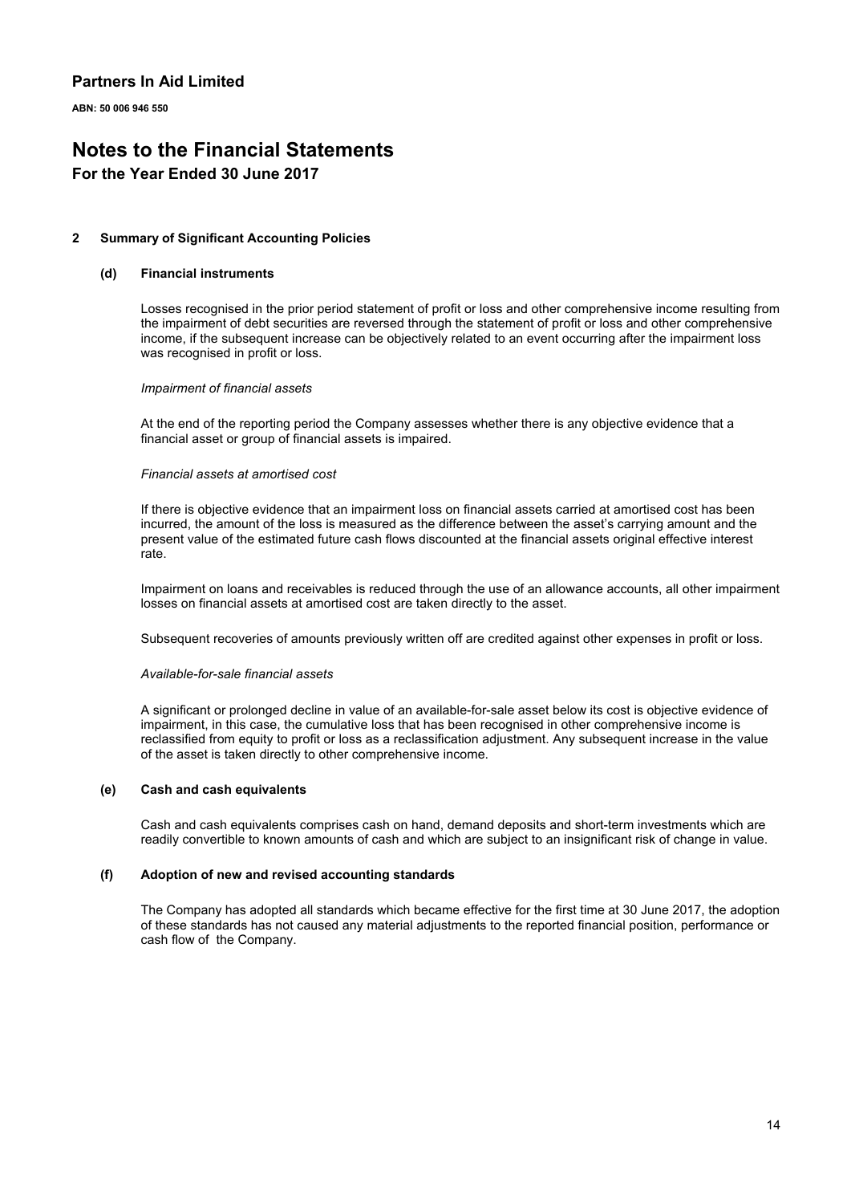# Partners In Aid Limited

**ABN: 50 006 946 550**

# Notes to the Financial Statements

## For the Year Ended 30 June 2017

### 2 Summary of Significant Accounting Policies

#### (d) Financial instruments

Losses recognised in the prior period statement of profit or loss and other comprehensive income resulting from the impairment of debt securities are reversed through the statement of profit or loss and other comprehensive income, if the subsequent increase can be objectively related to an event occurring after the impairment loss was recognised in profit or loss.

*Impairment of financial assets*

At the end of the reporting period the Company assesses whether there is any objective evidence that a financial asset or group of financial assets is impaired.

*Financial assets at amortised cost*

If there is objective evidence that an impairment loss on financial assets carried at amortised cost has been incurred, the amount of the loss is measured as the difference between the asset's carrying amount and the present value of the estimated future cash flows discounted at the financial assets original effective interest rate.

Impairment on loans and receivables is reduced through the use of an allowance accounts, all other impairment losses on financial assets at amortised cost are taken directly to the asset.

Subsequent recoveries of amounts previously written off are credited against other expenses in profit or loss.

*Available-for-sale financial assets*

A significant or prolonged decline in value of an available-for-sale asset below its cost is objective evidence of impairment, in this case, the cumulative loss that has been recognised in other comprehensive income is reclassified from equity to profit or loss as a reclassification adjustment. Any subsequent increase in the value of the asset is taken directly to other comprehensive income.

#### (e) Cash and cash equivalents

Cash and cash equivalents comprises cash on hand, demand deposits and short-term investments which are readily convertible to known amounts of cash and which are subject to an insignificant risk of change in value.

#### (f) Adoption of new and revised accounting standards

The Company has adopted all standards which became effective for the first time at 30 June 2017, the adoption of these standards has not caused any material adjustments to the reported financial position, performance or cash flow of the Company.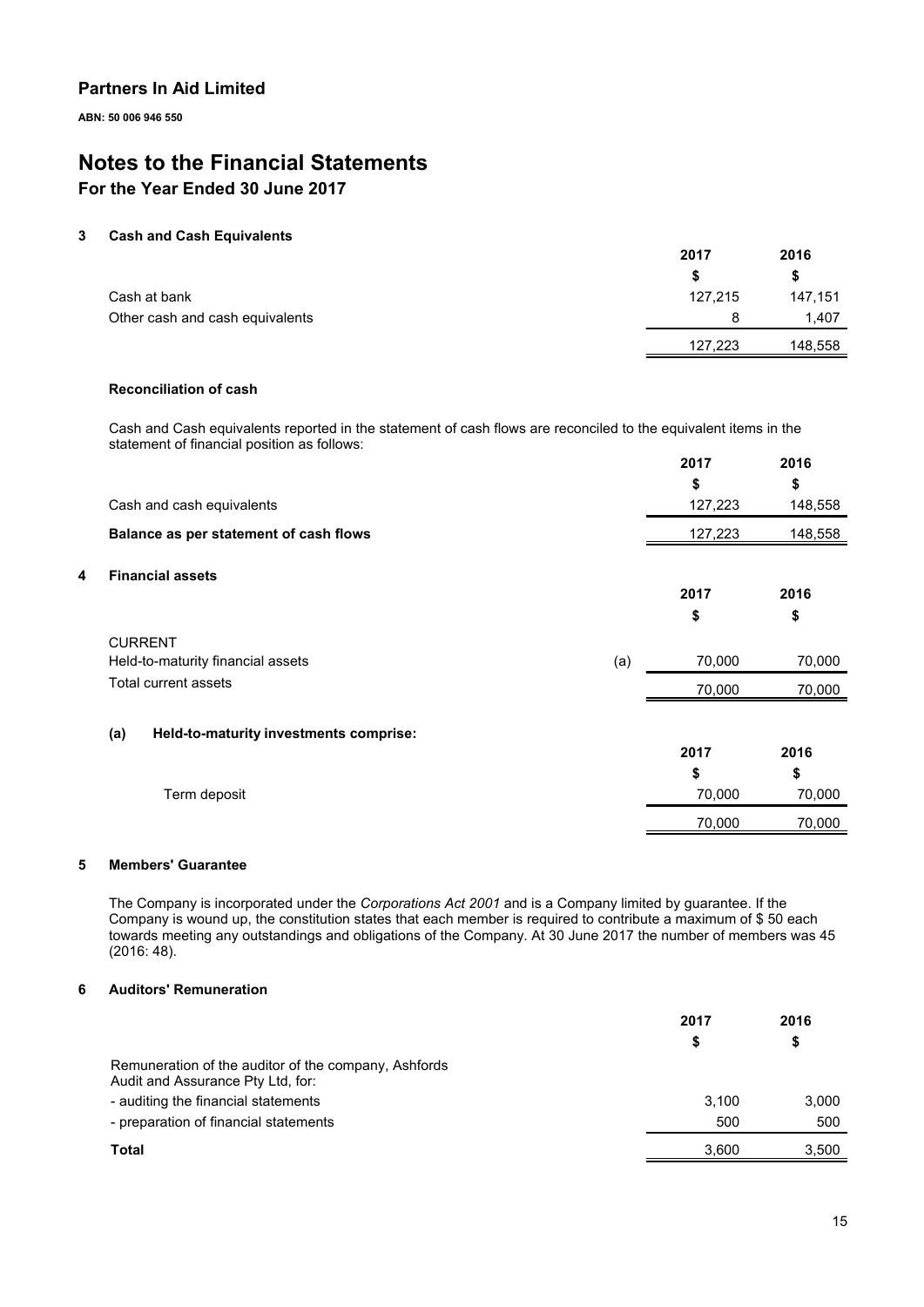**Partners In Aid Limited**

**ABN: 50 006 946 550**

# Notes to the Financial Statements

## For the Year Ended 30 June 2017

### 3 Cash and Cash Equivalents

| | 2017 | 2016 |
|---|---|---|
| | $ | $ |
| Cash at bank | 127,215 | 147,151 |
| Other cash and cash equivalents | 8 | 1,407 |
| | 127,223 | 148,558 |

**Reconciliation of cash**

Cash and Cash equivalents reported in the statement of cash flows are reconciled to the equivalent items in the statement of financial position as follows:

| | 2017 | 2016 |
|---|---|---|
| | $ | $ |
| Cash and cash equivalents | 127,223 | 148,558 |
| **Balance as per statement of cash flows** | 127,223 | 148,558 |

### 4 Financial assets

| | | 2017 | 2016 |
|---|---|---|---|
| | | $ | $ |
| CURRENT | | | |
| Held-to-maturity financial assets | (a) | 70,000 | 70,000 |
| Total current assets | | 70,000 | 70,000 |

**(a) Held-to-maturity investments comprise:**

| | 2017 | 2016 |
|---|---|---|
| | $ | $ |
| Term deposit | 70,000 | 70,000 |
| | 70,000 | 70,000 |

### 5 Members' Guarantee

The Company is incorporated under the *Corporations Act 2001* and is a Company limited by guarantee. If the Company is wound up, the constitution states that each member is required to contribute a maximum of $ 50 each towards meeting any outstandings and obligations of the Company. At 30 June 2017 the number of members was 45 (2016: 48).

### 6 Auditors' Remuneration

| | 2017 | 2016 |
|---|---|---|
| | $ | $ |
| Remuneration of the auditor of the company, Ashfords Audit and Assurance Pty Ltd, for: | | |
| - auditing the financial statements | 3,100 | 3,000 |
| - preparation of financial statements | 500 | 500 |
| **Total** | 3,600 | 3,500 |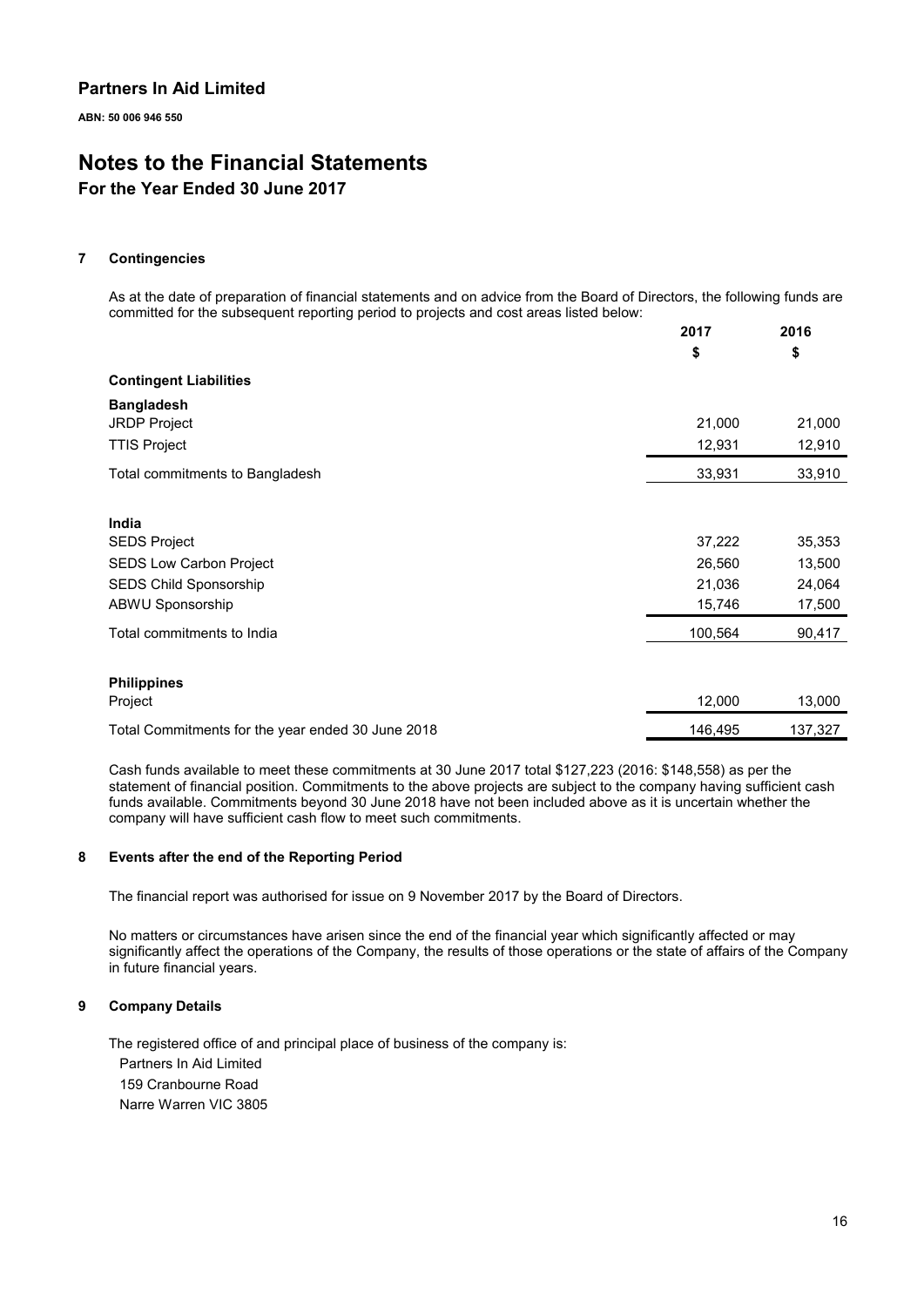**Partners In Aid Limited**

**ABN: 50 006 946 550**

# Notes to the Financial Statements

## For the Year Ended 30 June 2017

### 7 Contingencies

As at the date of preparation of financial statements and on advice from the Board of Directors, the following funds are committed for the subsequent reporting period to projects and cost areas listed below:

| | 2017 | 2016 |
|---|---|---|
| | **$** | **$** |
| **Contingent Liabilities** | | |
| **Bangladesh** | | |
| JRDP Project | 21,000 | 21,000 |
| TTIS Project | 12,931 | 12,910 |
| Total commitments to Bangladesh | 33,931 | 33,910 |
| | | |
| **India** | | |
| SEDS Project | 37,222 | 35,353 |
| SEDS Low Carbon Project | 26,560 | 13,500 |
| SEDS Child Sponsorship | 21,036 | 24,064 |
| ABWU Sponsorship | 15,746 | 17,500 |
| Total commitments to India | 100,564 | 90,417 |
| | | |
| **Philippines** | | |
| Project | 12,000 | 13,000 |
| Total Commitments for the year ended 30 June 2018 | 146,495 | 137,327 |

Cash funds available to meet these commitments at 30 June 2017 total $127,223 (2016: $148,558) as per the statement of financial position. Commitments to the above projects are subject to the company having sufficient cash funds available. Commitments beyond 30 June 2018 have not been included above as it is uncertain whether the company will have sufficient cash flow to meet such commitments.

### 8 Events after the end of the Reporting Period

The financial report was authorised for issue on 9 November 2017 by the Board of Directors.

No matters or circumstances have arisen since the end of the financial year which significantly affected or may significantly affect the operations of the Company, the results of those operations or the state of affairs of the Company in future financial years.

### 9 Company Details

The registered office of and principal place of business of the company is:

Partners In Aid Limited
159 Cranbourne Road
Narre Warren VIC 3805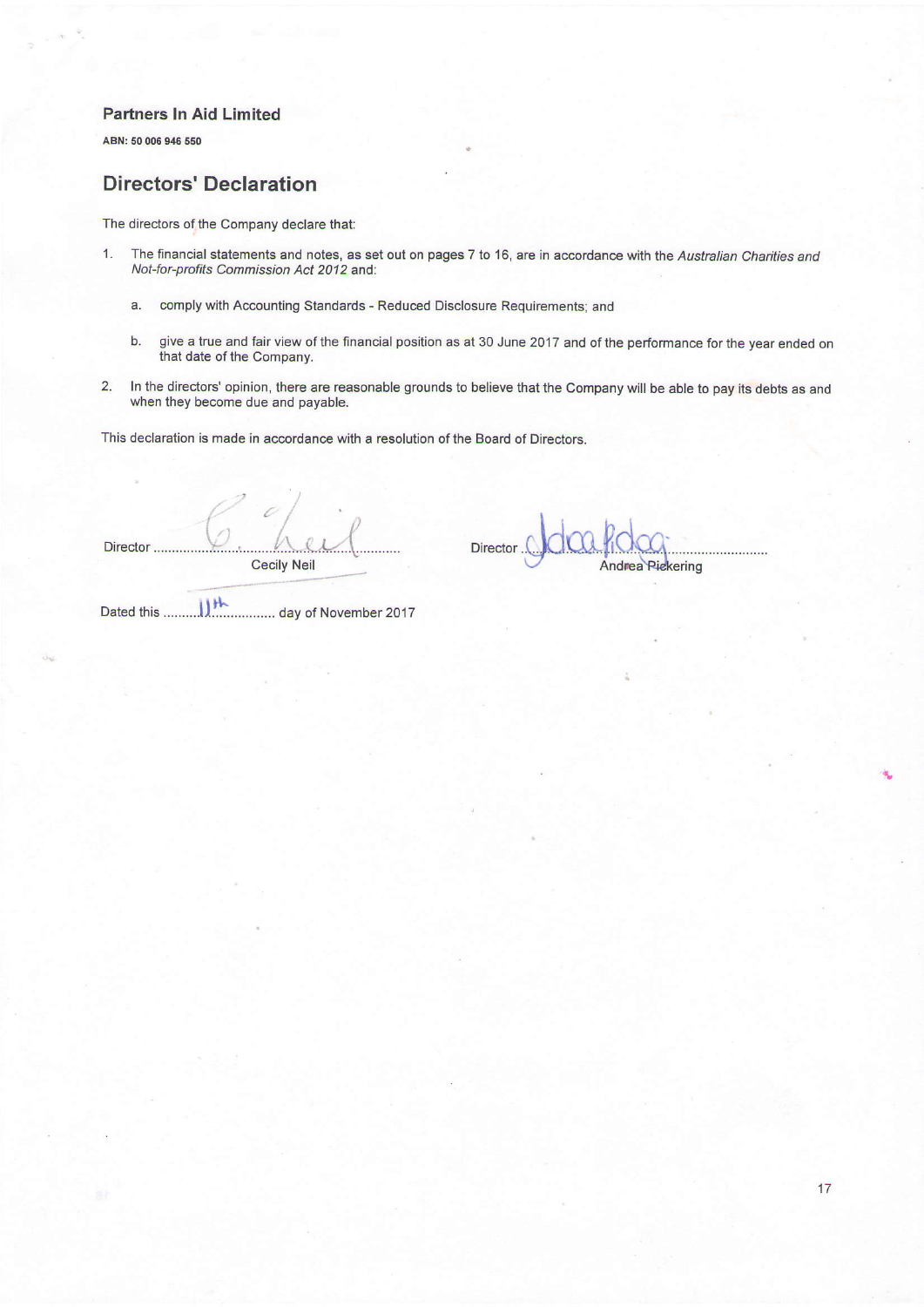**Partners In Aid Limited**

ABN: 50 006 946 550

## Directors' Declaration

The directors of the Company declare that:

1. The financial statements and notes, as set out on pages 7 to 16, are in accordance with the *Australian Charities and Not-for-profits Commission Act 2012* and:

   a. comply with Accounting Standards - Reduced Disclosure Requirements; and

   b. give a true and fair view of the financial position as at 30 June 2017 and of the performance for the year ended on that date of the Company.

2. In the directors' opinion, there are reasonable grounds to believe that the Company will be able to pay its debts as and when they become due and payable.

This declaration is made in accordance with a resolution of the Board of Directors.

Director ............................................ Cecily Neil

Director ............................................ Andrea Pickering

Dated this ......11th...... day of November 2017